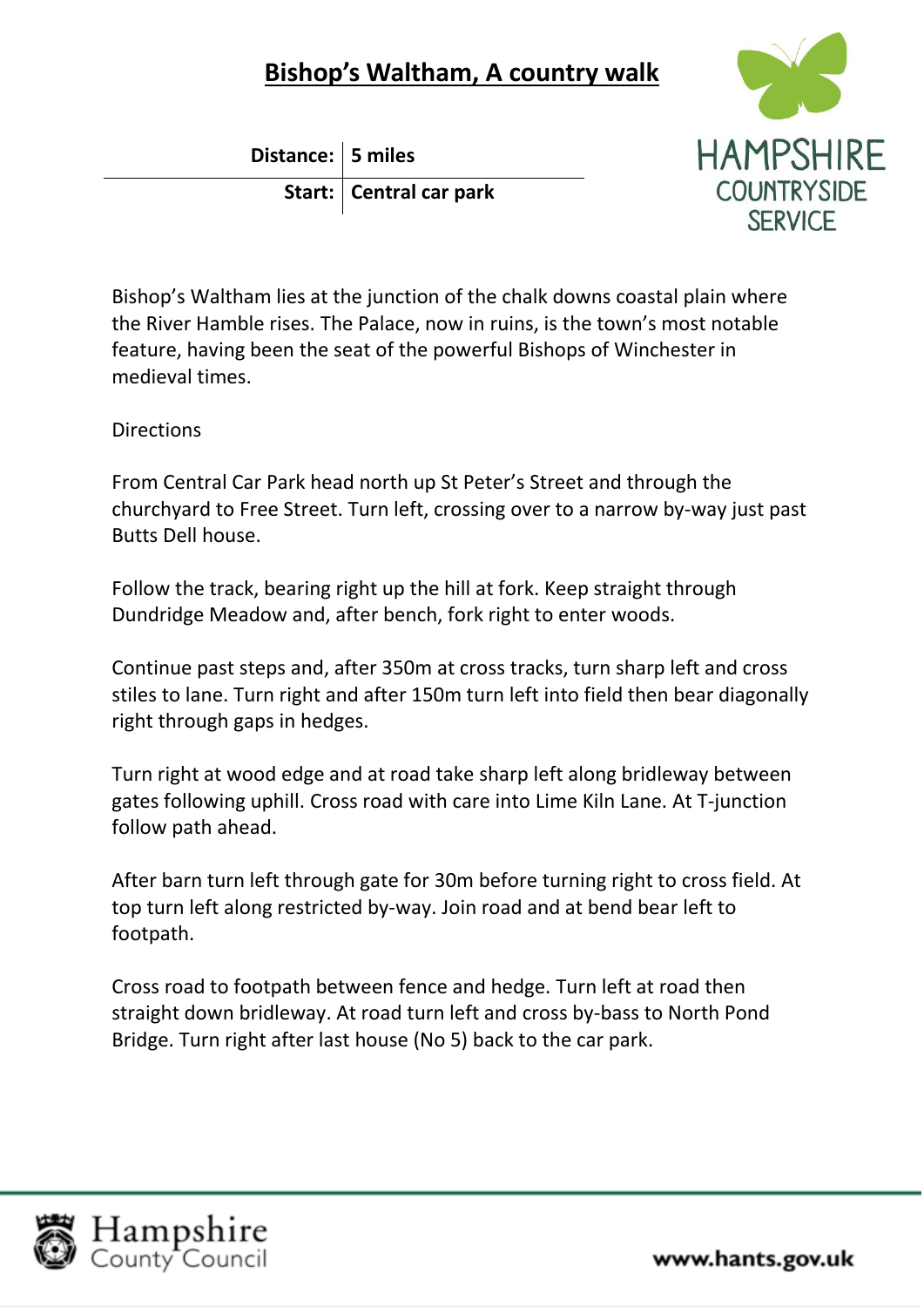# Bishop's Waltham, A country walk

| **Distance:** | **5 miles** |
|---:|---|
| **Start:** | **Central car park** |

HAMPSHIRE COUNTRYSIDE SERVICE

Bishop's Waltham lies at the junction of the chalk downs coastal plain where the River Hamble rises. The Palace, now in ruins, is the town's most notable feature, having been the seat of the powerful Bishops of Winchester in medieval times.

Directions

From Central Car Park head north up St Peter's Street and through the churchyard to Free Street. Turn left, crossing over to a narrow by-way just past Butts Dell house.

Follow the track, bearing right up the hill at fork. Keep straight through Dundridge Meadow and, after bench, fork right to enter woods.

Continue past steps and, after 350m at cross tracks, turn sharp left and cross stiles to lane. Turn right and after 150m turn left into field then bear diagonally right through gaps in hedges.

Turn right at wood edge and at road take sharp left along bridleway between gates following uphill. Cross road with care into Lime Kiln Lane. At T-junction follow path ahead.

After barn turn left through gate for 30m before turning right to cross field. At top turn left along restricted by-way. Join road and at bend bear left to footpath.

Cross road to footpath between fence and hedge. Turn left at road then straight down bridleway. At road turn left and cross by-bass to North Pond Bridge. Turn right after last house (No 5) back to the car park.

Hampshire County Council

www.hants.gov.uk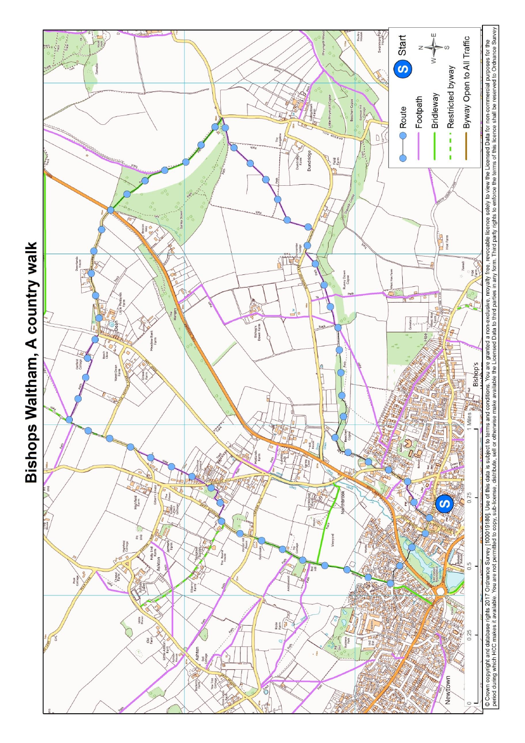# Bishops Waltham, A country walk

Route

Footpath

Bridleway

Restricted byway

Byway Open to All Traffic

Start

0 0.25 0.5 0.75 1 Miles

© Crown copyright and database rights 2017 Ordnance Survey [100019180] Use of this data is subject to terms and conditions. You are granted a non-exclusive, royalty free, revocable licence solely to view the Licensed Data for non-commercial purposes for the period during which HCC makes it available. You are not permitted to copy, sub-license, distribute, sell or otherwise make available the Licensed Data to third parties in any form. Third party rights to enforce the terms of this licence shall be reserved to Ordnance Survey